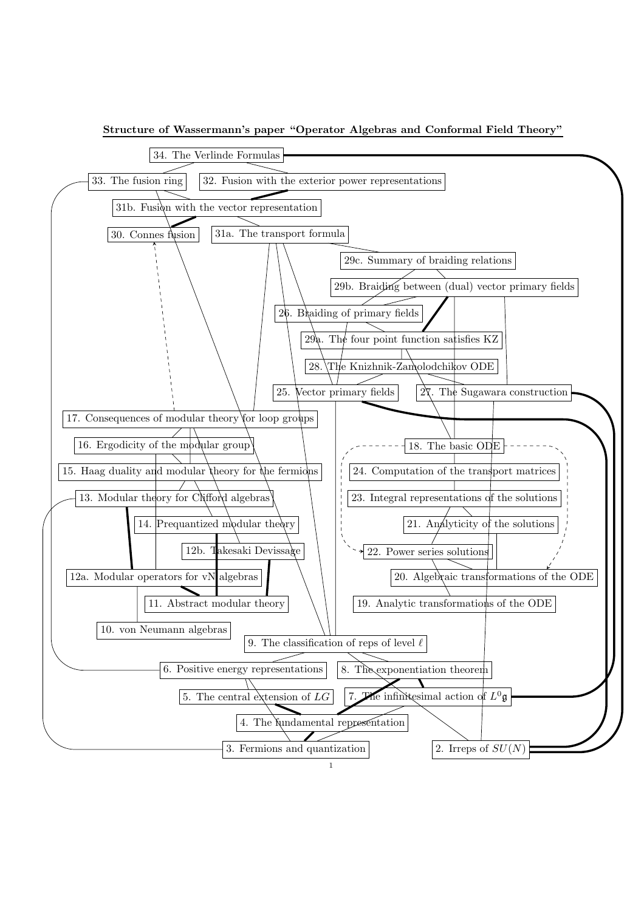**Structure of Wassermann's paper "Operator Algebras and Conformal Field Theory"**

34. The Verlinde Formulas

33. The fusion ring

32. Fusion with the exterior power representations

31b. Fusion with the vector representation

30. Connes fusion

31a. The transport formula

29c. Summary of braiding relations

29b. Braiding between (dual) vector primary fields

26. Braiding of primary fields

29a. The four point function satisfies KZ

28. The Knizhnik-Zamolodchikov ODE

25. Vector primary fields

27. The Sugawara construction

17. Consequences of modular theory for loop groups

16. Ergodicity of the modular group

18. The basic ODE

15. Haag duality and modular theory for the fermions

24. Computation of the transport matrices

13. Modular theory for Clifford algebras

23. Integral representations of the solutions

14. Prequantized modular theory

21. Analyticity of the solutions

12b. Takesaki Devissage

22. Power series solutions

12a. Modular operators for vN algebras

20. Algebraic transformations of the ODE

11. Abstract modular theory

19. Analytic transformations of the ODE

10. von Neumann algebras

9. The classification of reps of level $\ell$

6. Positive energy representations

8. The exponentiation theorem

5. The central extension of $LG$

7. The infinitesimal action of $L^0\mathfrak{g}$

4. The fundamental representation

3. Fermions and quantization

2. Irreps of $SU(N)$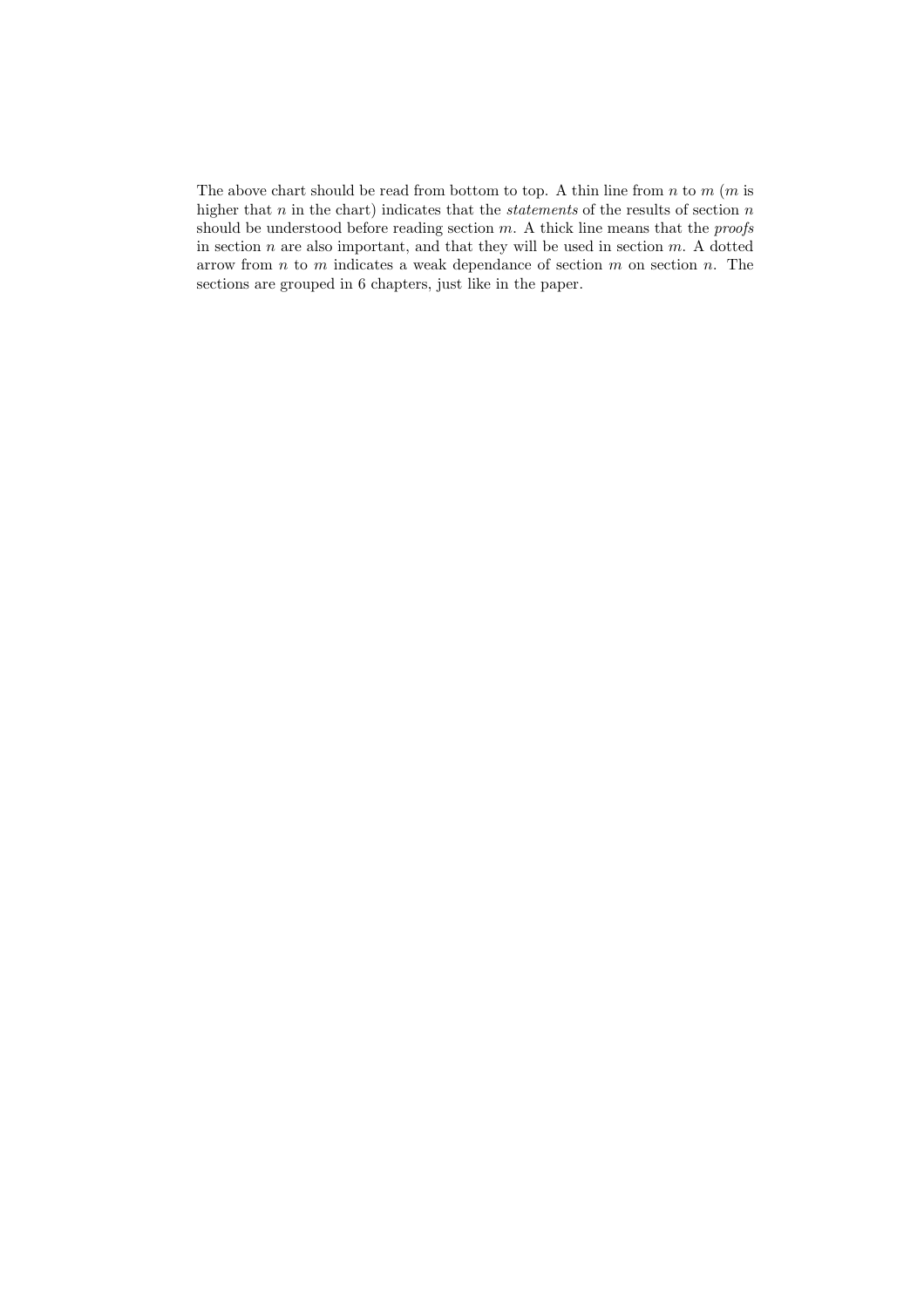The above chart should be read from bottom to top. A thin line from $n$ to $m$ ($m$ is higher that $n$ in the chart) indicates that the *statements* of the results of section $n$ should be understood before reading section $m$. A thick line means that the *proofs* in section $n$ are also important, and that they will be used in section $m$. A dotted arrow from $n$ to $m$ indicates a weak dependance of section $m$ on section $n$. The sections are grouped in 6 chapters, just like in the paper.